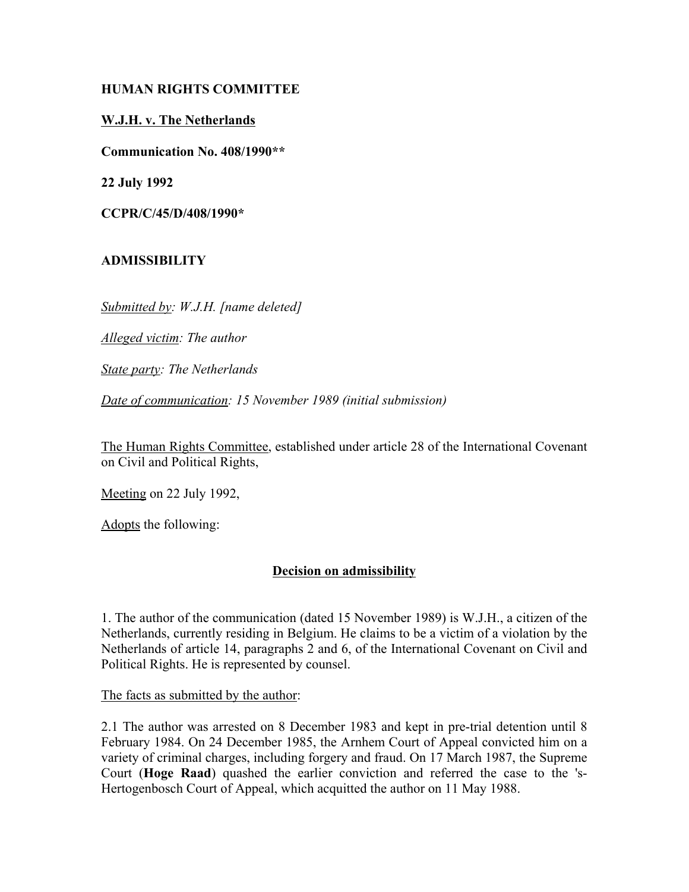**HUMAN RIGHTS COMMITTEE**

**W.J.H. v. The Netherlands**

**Communication No. 408/1990****

**22 July 1992**

**CCPR/C/45/D/408/1990***

**ADMISSIBILITY**

*Submitted by: W.J.H. [name deleted]*

*Alleged victim: The author*

*State party: The Netherlands*

*Date of communication: 15 November 1989 (initial submission)*

The Human Rights Committee, established under article 28 of the International Covenant on Civil and Political Rights,

Meeting on 22 July 1992,

Adopts the following:

## Decision on admissibility

1. The author of the communication (dated 15 November 1989) is W.J.H., a citizen of the Netherlands, currently residing in Belgium. He claims to be a victim of a violation by the Netherlands of article 14, paragraphs 2 and 6, of the International Covenant on Civil and Political Rights. He is represented by counsel.

The facts as submitted by the author:

2.1 The author was arrested on 8 December 1983 and kept in pre-trial detention until 8 February 1984. On 24 December 1985, the Arnhem Court of Appeal convicted him on a variety of criminal charges, including forgery and fraud. On 17 March 1987, the Supreme Court (**Hoge Raad**) quashed the earlier conviction and referred the case to the 's-Hertogenbosch Court of Appeal, which acquitted the author on 11 May 1988.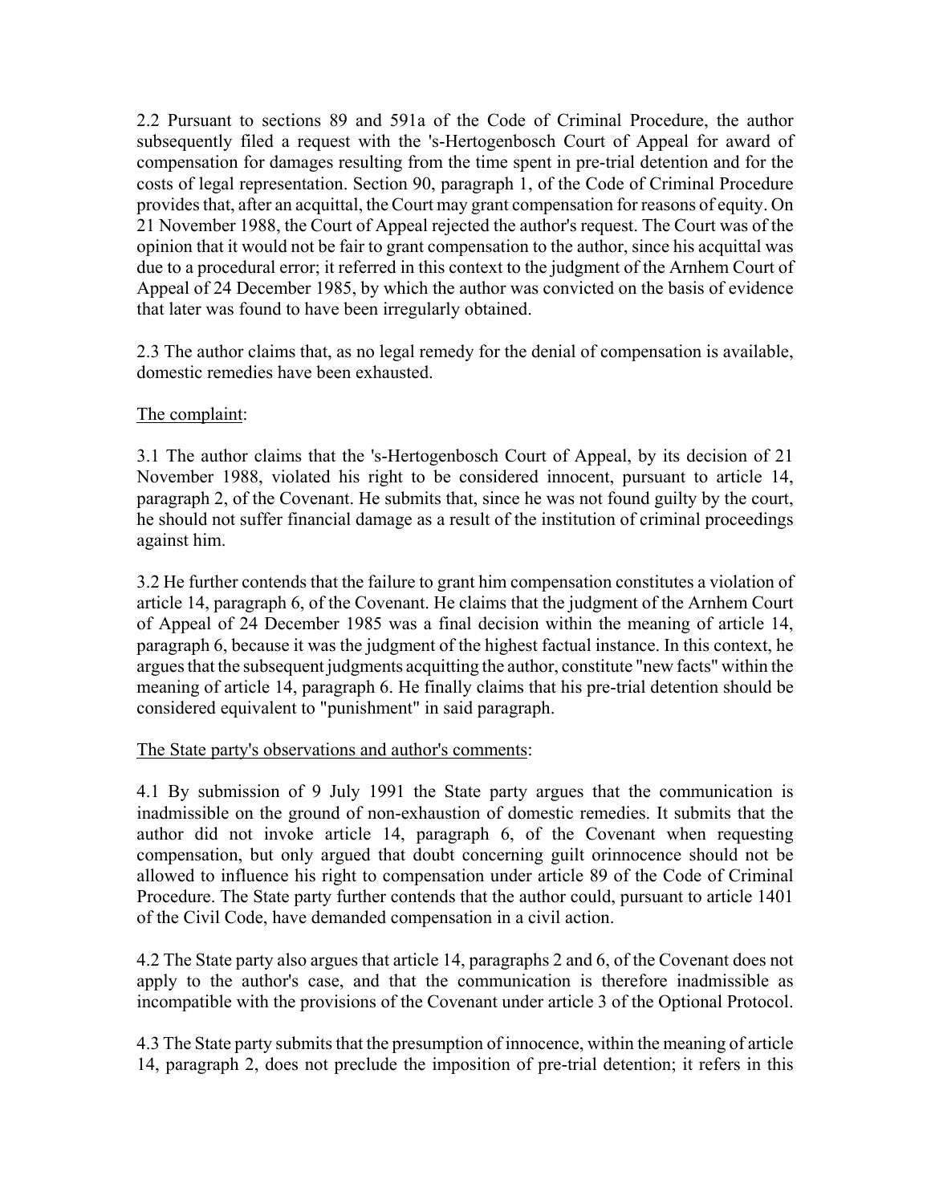2.2 Pursuant to sections 89 and 591a of the Code of Criminal Procedure, the author subsequently filed a request with the 's-Hertogenbosch Court of Appeal for award of compensation for damages resulting from the time spent in pre-trial detention and for the costs of legal representation. Section 90, paragraph 1, of the Code of Criminal Procedure provides that, after an acquittal, the Court may grant compensation for reasons of equity. On 21 November 1988, the Court of Appeal rejected the author's request. The Court was of the opinion that it would not be fair to grant compensation to the author, since his acquittal was due to a procedural error; it referred in this context to the judgment of the Arnhem Court of Appeal of 24 December 1985, by which the author was convicted on the basis of evidence that later was found to have been irregularly obtained.

2.3 The author claims that, as no legal remedy for the denial of compensation is available, domestic remedies have been exhausted.

The complaint:

3.1 The author claims that the 's-Hertogenbosch Court of Appeal, by its decision of 21 November 1988, violated his right to be considered innocent, pursuant to article 14, paragraph 2, of the Covenant. He submits that, since he was not found guilty by the court, he should not suffer financial damage as a result of the institution of criminal proceedings against him.

3.2 He further contends that the failure to grant him compensation constitutes a violation of article 14, paragraph 6, of the Covenant. He claims that the judgment of the Arnhem Court of Appeal of 24 December 1985 was a final decision within the meaning of article 14, paragraph 6, because it was the judgment of the highest factual instance. In this context, he argues that the subsequent judgments acquitting the author, constitute "new facts" within the meaning of article 14, paragraph 6. He finally claims that his pre-trial detention should be considered equivalent to "punishment" in said paragraph.

The State party's observations and author's comments:

4.1 By submission of 9 July 1991 the State party argues that the communication is inadmissible on the ground of non-exhaustion of domestic remedies. It submits that the author did not invoke article 14, paragraph 6, of the Covenant when requesting compensation, but only argued that doubt concerning guilt orinnocence should not be allowed to influence his right to compensation under article 89 of the Code of Criminal Procedure. The State party further contends that the author could, pursuant to article 1401 of the Civil Code, have demanded compensation in a civil action.

4.2 The State party also argues that article 14, paragraphs 2 and 6, of the Covenant does not apply to the author's case, and that the communication is therefore inadmissible as incompatible with the provisions of the Covenant under article 3 of the Optional Protocol.

4.3 The State party submits that the presumption of innocence, within the meaning of article 14, paragraph 2, does not preclude the imposition of pre-trial detention; it refers in this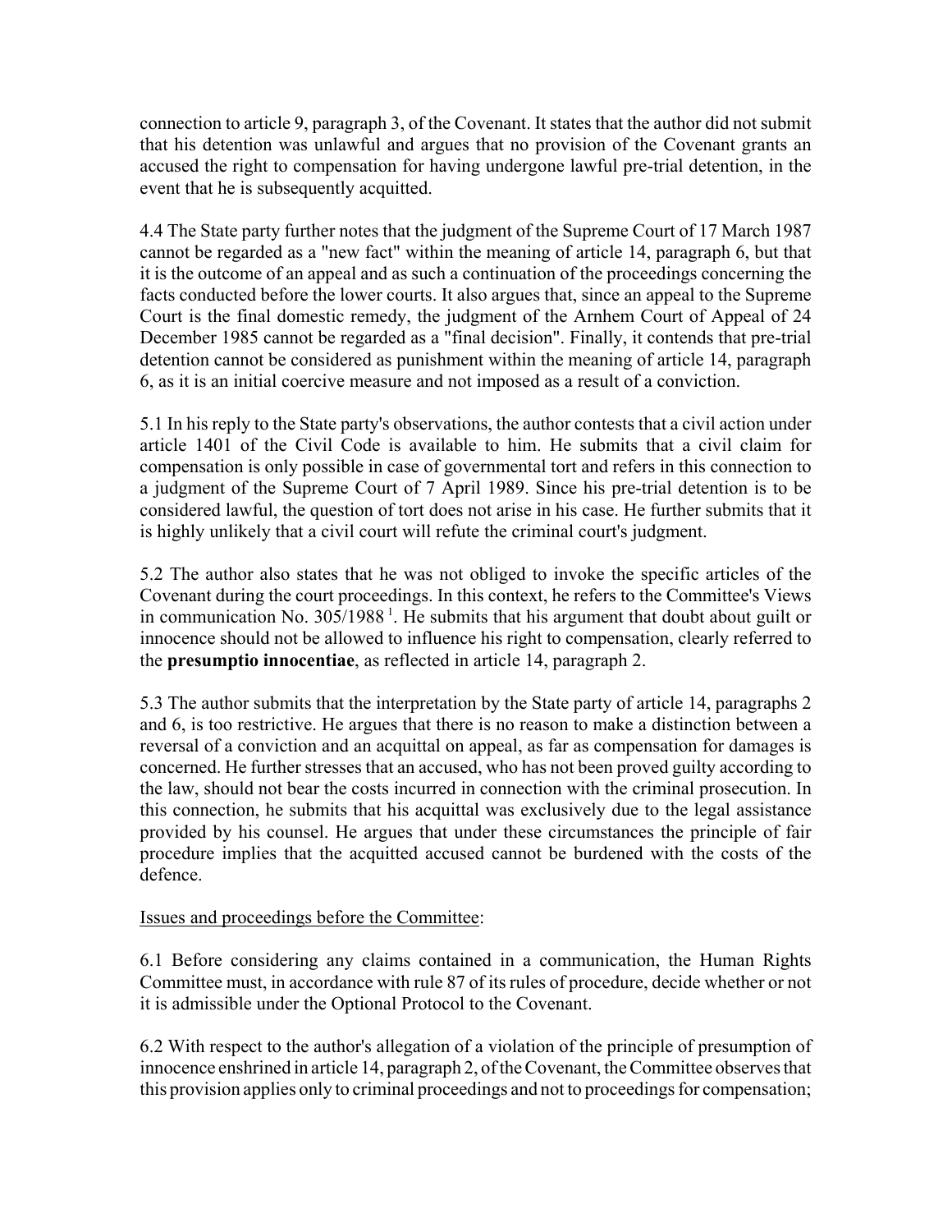connection to article 9, paragraph 3, of the Covenant. It states that the author did not submit that his detention was unlawful and argues that no provision of the Covenant grants an accused the right to compensation for having undergone lawful pre-trial detention, in the event that he is subsequently acquitted.

4.4 The State party further notes that the judgment of the Supreme Court of 17 March 1987 cannot be regarded as a "new fact" within the meaning of article 14, paragraph 6, but that it is the outcome of an appeal and as such a continuation of the proceedings concerning the facts conducted before the lower courts. It also argues that, since an appeal to the Supreme Court is the final domestic remedy, the judgment of the Arnhem Court of Appeal of 24 December 1985 cannot be regarded as a "final decision". Finally, it contends that pre-trial detention cannot be considered as punishment within the meaning of article 14, paragraph 6, as it is an initial coercive measure and not imposed as a result of a conviction.

5.1 In his reply to the State party's observations, the author contests that a civil action under article 1401 of the Civil Code is available to him. He submits that a civil claim for compensation is only possible in case of governmental tort and refers in this connection to a judgment of the Supreme Court of 7 April 1989. Since his pre-trial detention is to be considered lawful, the question of tort does not arise in his case. He further submits that it is highly unlikely that a civil court will refute the criminal court's judgment.

5.2 The author also states that he was not obliged to invoke the specific articles of the Covenant during the court proceedings. In this context, he refers to the Committee's Views in communication No. 305/1988 [1]. He submits that his argument that doubt about guilt or innocence should not be allowed to influence his right to compensation, clearly referred to the **presumptio innocentiae**, as reflected in article 14, paragraph 2.

5.3 The author submits that the interpretation by the State party of article 14, paragraphs 2 and 6, is too restrictive. He argues that there is no reason to make a distinction between a reversal of a conviction and an acquittal on appeal, as far as compensation for damages is concerned. He further stresses that an accused, who has not been proved guilty according to the law, should not bear the costs incurred in connection with the criminal prosecution. In this connection, he submits that his acquittal was exclusively due to the legal assistance provided by his counsel. He argues that under these circumstances the principle of fair procedure implies that the acquitted accused cannot be burdened with the costs of the defence.

<u>Issues and proceedings before the Committee</u>:

6.1 Before considering any claims contained in a communication, the Human Rights Committee must, in accordance with rule 87 of its rules of procedure, decide whether or not it is admissible under the Optional Protocol to the Covenant.

6.2 With respect to the author's allegation of a violation of the principle of presumption of innocence enshrined in article 14, paragraph 2, of the Covenant, the Committee observes that this provision applies only to criminal proceedings and not to proceedings for compensation;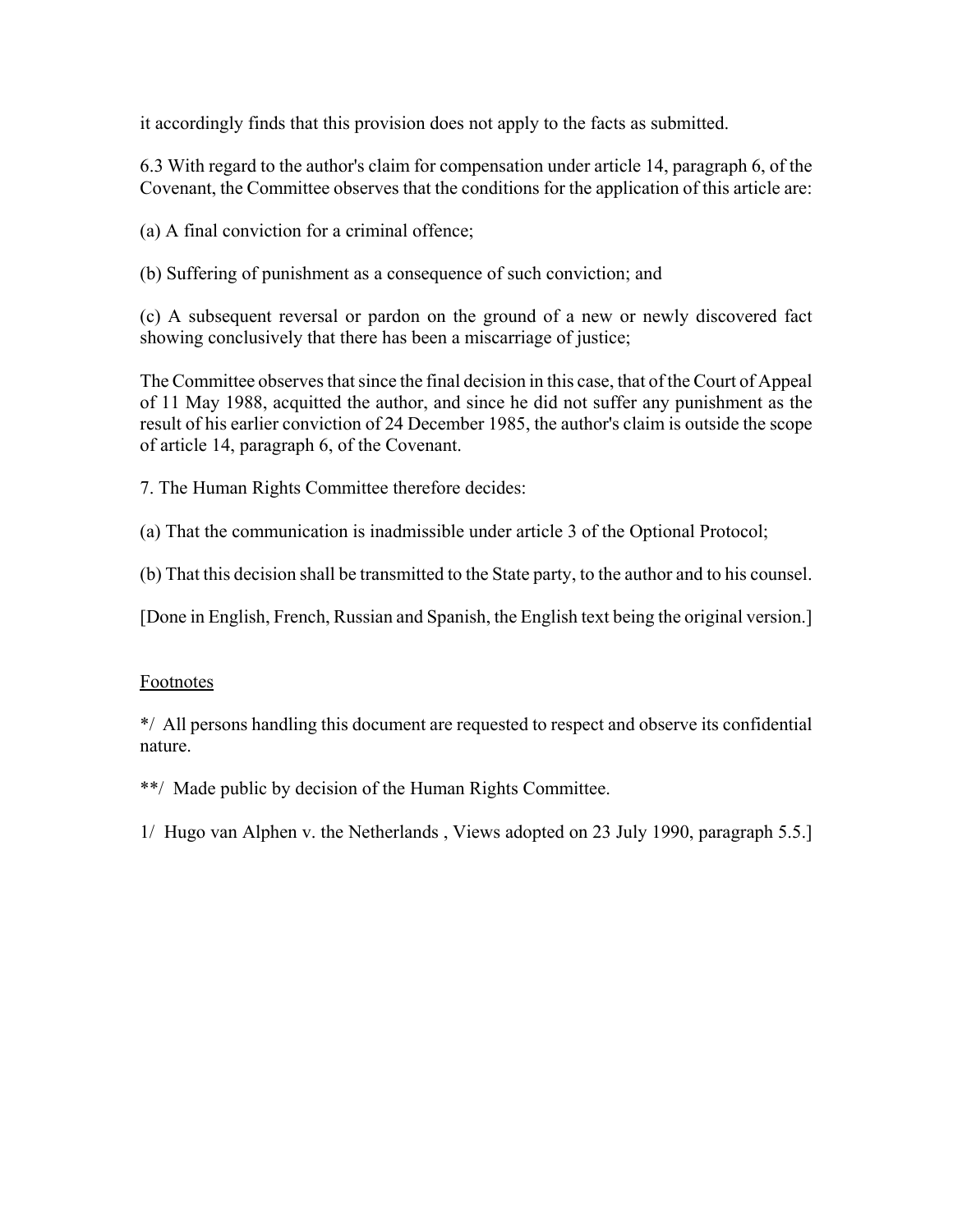it accordingly finds that this provision does not apply to the facts as submitted.

6.3 With regard to the author's claim for compensation under article 14, paragraph 6, of the Covenant, the Committee observes that the conditions for the application of this article are:

(a) A final conviction for a criminal offence;

(b) Suffering of punishment as a consequence of such conviction; and

(c) A subsequent reversal or pardon on the ground of a new or newly discovered fact showing conclusively that there has been a miscarriage of justice;

The Committee observes that since the final decision in this case, that of the Court of Appeal of 11 May 1988, acquitted the author, and since he did not suffer any punishment as the result of his earlier conviction of 24 December 1985, the author's claim is outside the scope of article 14, paragraph 6, of the Covenant.

7. The Human Rights Committee therefore decides:

(a) That the communication is inadmissible under article 3 of the Optional Protocol;

(b) That this decision shall be transmitted to the State party, to the author and to his counsel.

[Done in English, French, Russian and Spanish, the English text being the original version.]

Footnotes

*/ All persons handling this document are requested to respect and observe its confidential nature.

**/ Made public by decision of the Human Rights Committee.

1/ Hugo van Alphen v. the Netherlands , Views adopted on 23 July 1990, paragraph 5.5.]